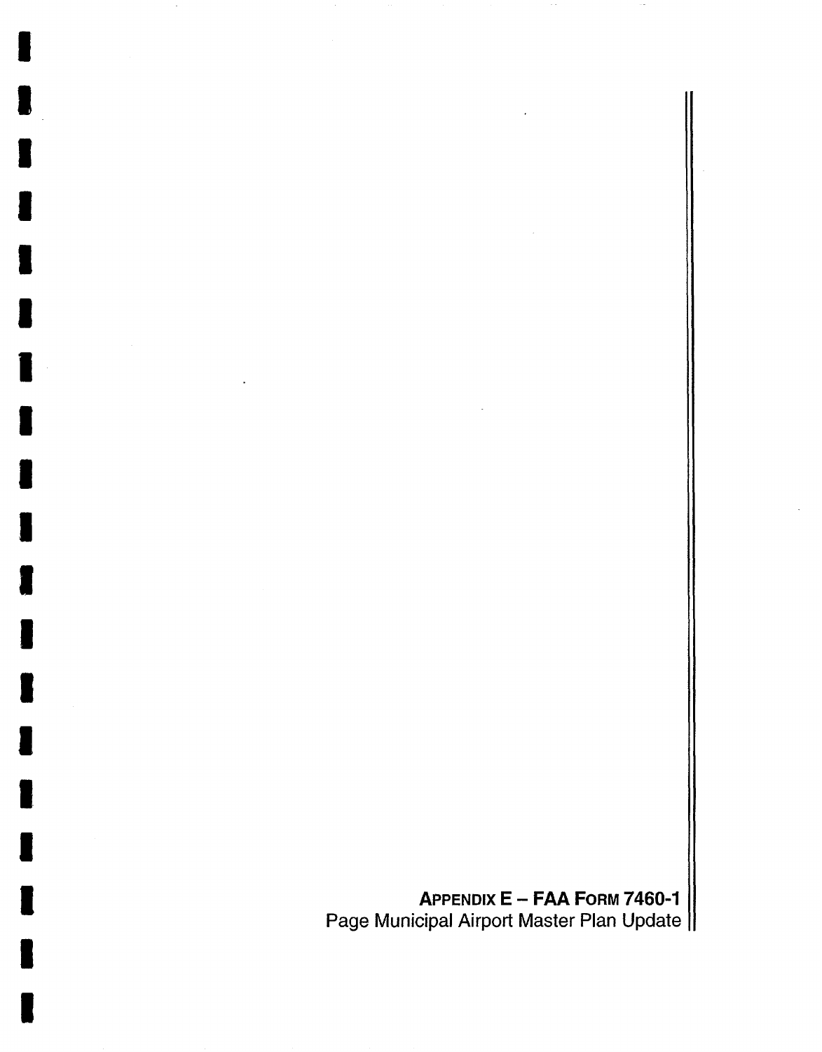# APPENDIX E – FAA FORM 7460-1

Page Municipal Airport Master Plan Update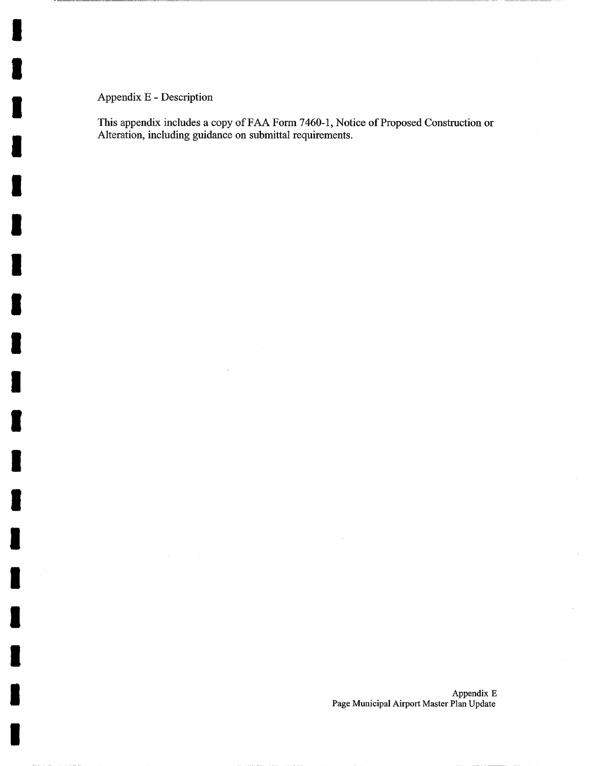Appendix E - Description

This appendix includes a copy of FAA Form 7460-1, Notice of Proposed Construction or Alteration, including guidance on submittal requirements.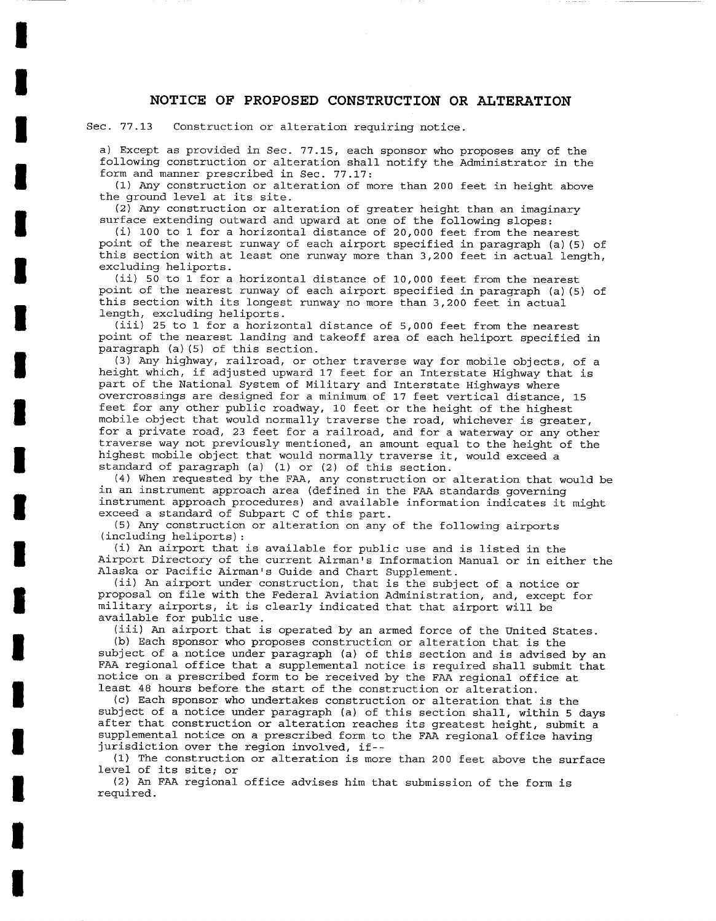# NOTICE OF PROPOSED CONSTRUCTION OR ALTERATION

Sec. 77.13 Construction or alteration requiring notice.

a) Except as provided in Sec. 77.15, each sponsor who proposes any of the following construction or alteration shall notify the Administrator in the form and manner prescribed in Sec. 77.17:

(1) Any construction or alteration of more than 200 feet in height above the ground level at its site.

(2) Any construction or alteration of greater height than an imaginary surface extending outward and upward at one of the following slopes:

(i) 100 to 1 for a horizontal distance of 20,000 feet from the nearest point of the nearest runway of each airport specified in paragraph (a)(5) of this section with at least one runway more than 3,200 feet in actual length, excluding heliports.

(ii) 50 to 1 for a horizontal distance of 10,000 feet from the nearest point of the nearest runway of each airport specified in paragraph (a)(5) of this section with its longest runway no more than 3,200 feet in actual length, excluding heliports.

(iii) 25 to 1 for a horizontal distance of 5,000 feet from the nearest point of the nearest landing and takeoff area of each heliport specified in paragraph (a)(5) of this section.

(3) Any highway, railroad, or other traverse way for mobile objects, of a height which, if adjusted upward 17 feet for an Interstate Highway that is part of the National System of Military and Interstate Highways where overcrossings are designed for a minimum of 17 feet vertical distance, 15 feet for any other public roadway, 10 feet or the height of the highest mobile object that would normally traverse the road, whichever is greater, for a private road, 23 feet for a railroad, and for a waterway or any other traverse way not previously mentioned, an amount equal to the height of the highest mobile object that would normally traverse it, would exceed a standard of paragraph (a) (1) or (2) of this section.

(4) When requested by the FAA, any construction or alteration that would be in an instrument approach area (defined in the FAA standards governing instrument approach procedures) and available information indicates it might exceed a standard of Subpart C of this part.

(5) Any construction or alteration on any of the following airports (including heliports):

(i) An airport that is available for public use and is listed in the Airport Directory of the current Airman's Information Manual or in either the Alaska or Pacific Airman's Guide and Chart Supplement.

(ii) An airport under construction, that is the subject of a notice or proposal on file with the Federal Aviation Administration, and, except for military airports, it is clearly indicated that that airport will be available for public use.

(iii) An airport that is operated by an armed force of the United States.

(b) Each sponsor who proposes construction or alteration that is the subject of a notice under paragraph (a) of this section and is advised by an FAA regional office that a supplemental notice is required shall submit that notice on a prescribed form to be received by the FAA regional office at least 48 hours before the start of the construction or alteration.

(c) Each sponsor who undertakes construction or alteration that is the subject of a notice under paragraph (a) of this section shall, within 5 days after that construction or alteration reaches its greatest height, submit a supplemental notice on a prescribed form to the FAA regional office having jurisdiction over the region involved, if--

(1) The construction or alteration is more than 200 feet above the surface level of its site; or

(2) An FAA regional office advises him that submission of the form is required.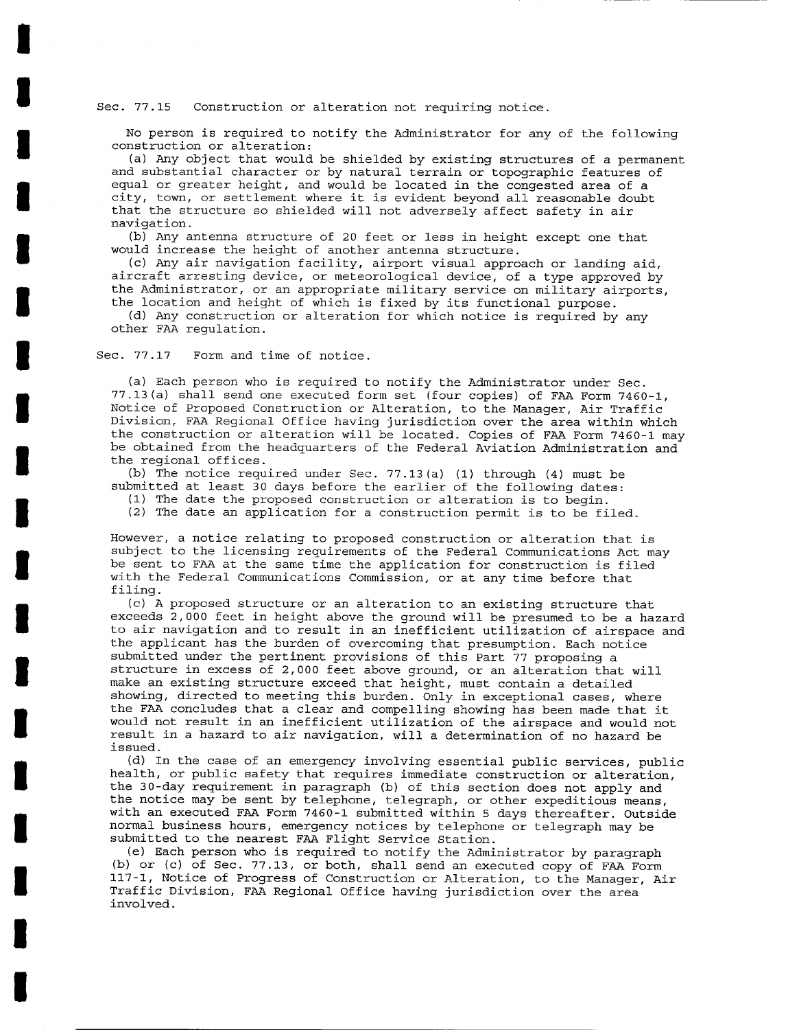Sec. 77.15 Construction or alteration not requiring notice.

No person is required to notify the Administrator for any of the following construction or alteration:

(a) Any object that would be shielded by existing structures of a permanent and substantial character or by natural terrain or topographic features of equal or greater height, and would be located in the congested area of a city, town, or settlement where it is evident beyond all reasonable doubt that the structure so shielded will not adversely affect safety in air navigation.

(b) Any antenna structure of 20 feet or less in height except one that would increase the height of another antenna structure.

(c) Any air navigation facility, airport visual approach or landing aid, aircraft arresting device, or meteorological device, of a type approved by the Administrator, or an appropriate military service on military airports, the location and height of which is fixed by its functional purpose.

(d) Any construction or alteration for which notice is required by any other FAA regulation.

Sec. 77.17 Form and time of notice.

(a) Each person who is required to notify the Administrator under Sec. 77.13(a) shall send one executed form set (four copies) of FAA Form 7460-1, Notice of Proposed Construction or Alteration, to the Manager, Air Traffic Division, FAA Regional Office having jurisdiction over the area within which the construction or alteration will be located. Copies of FAA Form 7460-1 may be obtained from the headquarters of the Federal Aviation Administration and the regional offices.

(b) The notice required under Sec. 77.13(a) (1) through (4) must be submitted at least 30 days before the earlier of the following dates:

(1) The date the proposed construction or alteration is to begin.

(2) The date an application for a construction permit is to be filed.

However, a notice relating to proposed construction or alteration that is subject to the licensing requirements of the Federal Communications Act may be sent to FAA at the same time the application for construction is filed with the Federal Communications Commission, or at any time before that filing.

(c) A proposed structure or an alteration to an existing structure that exceeds 2,000 feet in height above the ground will be presumed to be a hazard to air navigation and to result in an inefficient utilization of airspace and the applicant has the burden of overcoming that presumption. Each notice submitted under the pertinent provisions of this Part 77 proposing a structure in excess of 2,000 feet above ground, or an alteration that will make an existing structure exceed that height, must contain a detailed showing, directed to meeting this burden. Only in exceptional cases, where the FAA concludes that a clear and compelling showing has been made that it would not result in an inefficient utilization of the airspace and would not result in a hazard to air navigation, will a determination of no hazard be issued.

(d) In the case of an emergency involving essential public services, public health, or public safety that requires immediate construction or alteration, the 30-day requirement in paragraph (b) of this section does not apply and the notice may be sent by telephone, telegraph, or other expeditious means, with an executed FAA Form 7460-1 submitted within 5 days thereafter. Outside normal business hours, emergency notices by telephone or telegraph may be submitted to the nearest FAA Flight Service Station.

(e) Each person who is required to notify the Administrator by paragraph (b) or (c) of Sec. 77.13, or both, shall send an executed copy of FAA Form 117-1, Notice of Progress of Construction or Alteration, to the Manager, Air Traffic Division, FAA Regional Office having jurisdiction over the area involved.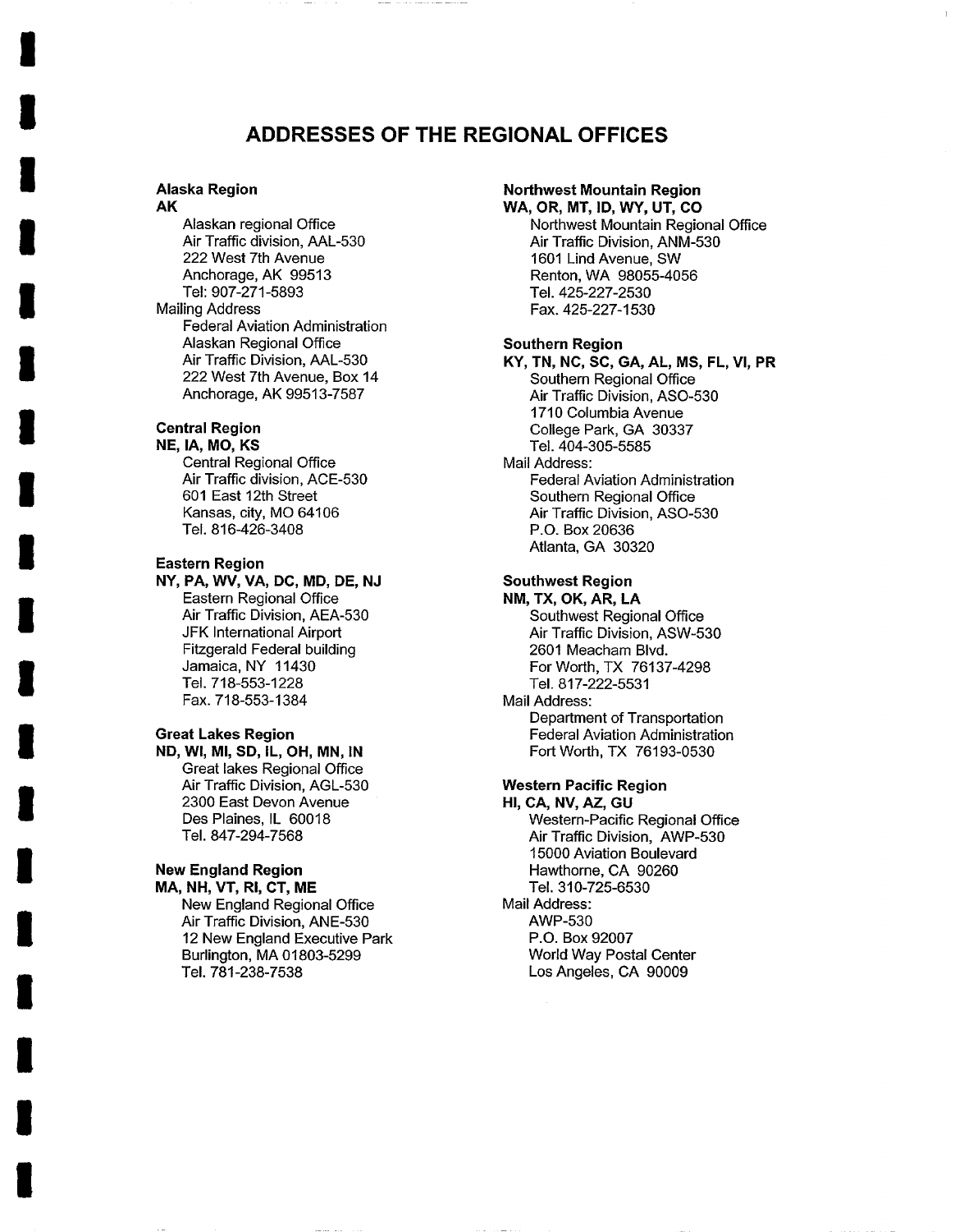# ADDRESSES OF THE REGIONAL OFFICES

**Alaska Region**
**AK**

Alaskan regional Office
Air Traffic division, AAL-530
222 West 7th Avenue
Anchorage, AK 99513
Tel: 907-271-5893

Mailing Address

Federal Aviation Administration
Alaskan Regional Office
Air Traffic Division, AAL-530
222 West 7th Avenue, Box 14
Anchorage, AK 99513-7587

**Central Region**
**NE, IA, MO, KS**

Central Regional Office
Air Traffic division, ACE-530
601 East 12th Street
Kansas, city, MO 64106
Tel. 816-426-3408

**Eastern Region**
**NY, PA, WV, VA, DC, MD, DE, NJ**

Eastern Regional Office
Air Traffic Division, AEA-530
JFK International Airport
Fitzgerald Federal building
Jamaica, NY 11430
Tel. 718-553-1228
Fax. 718-553-1384

**Great Lakes Region**
**ND, WI, MI, SD, IL, OH, MN, IN**

Great lakes Regional Office
Air Traffic Division, AGL-530
2300 East Devon Avenue
Des Plaines, IL 60018
Tel. 847-294-7568

**New England Region**
**MA, NH, VT, RI, CT, ME**

New England Regional Office
Air Traffic Division, ANE-530
12 New England Executive Park
Burlington, MA 01803-5299
Tel. 781-238-7538

**Northwest Mountain Region**
**WA, OR, MT, ID, WY, UT, CO**

Northwest Mountain Regional Office
Air Traffic Division, ANM-530
1601 Lind Avenue, SW
Renton, WA 98055-4056
Tel. 425-227-2530
Fax. 425-227-1530

**Southern Region**
**KY, TN, NC, SC, GA, AL, MS, FL, VI, PR**

Southern Regional Office
Air Traffic Division, ASO-530
1710 Columbia Avenue
College Park, GA 30337
Tel. 404-305-5585

Mail Address:

Federal Aviation Administration
Southern Regional Office
Air Traffic Division, ASO-530
P.O. Box 20636
Atlanta, GA 30320

**Southwest Region**
**NM, TX, OK, AR, LA**

Southwest Regional Office
Air Traffic Division, ASW-530
2601 Meacham Blvd.
For Worth, TX 76137-4298
Tel. 817-222-5531

Mail Address:

Department of Transportation
Federal Aviation Administration
Fort Worth, TX 76193-0530

**Western Pacific Region**
**HI, CA, NV, AZ, GU**

Western-Pacific Regional Office
Air Traffic Division, AWP-530
15000 Aviation Boulevard
Hawthorne, CA 90260
Tel. 310-725-6530

Mail Address:

AWP-530
P.O. Box 92007
World Way Postal Center
Los Angeles, CA 90009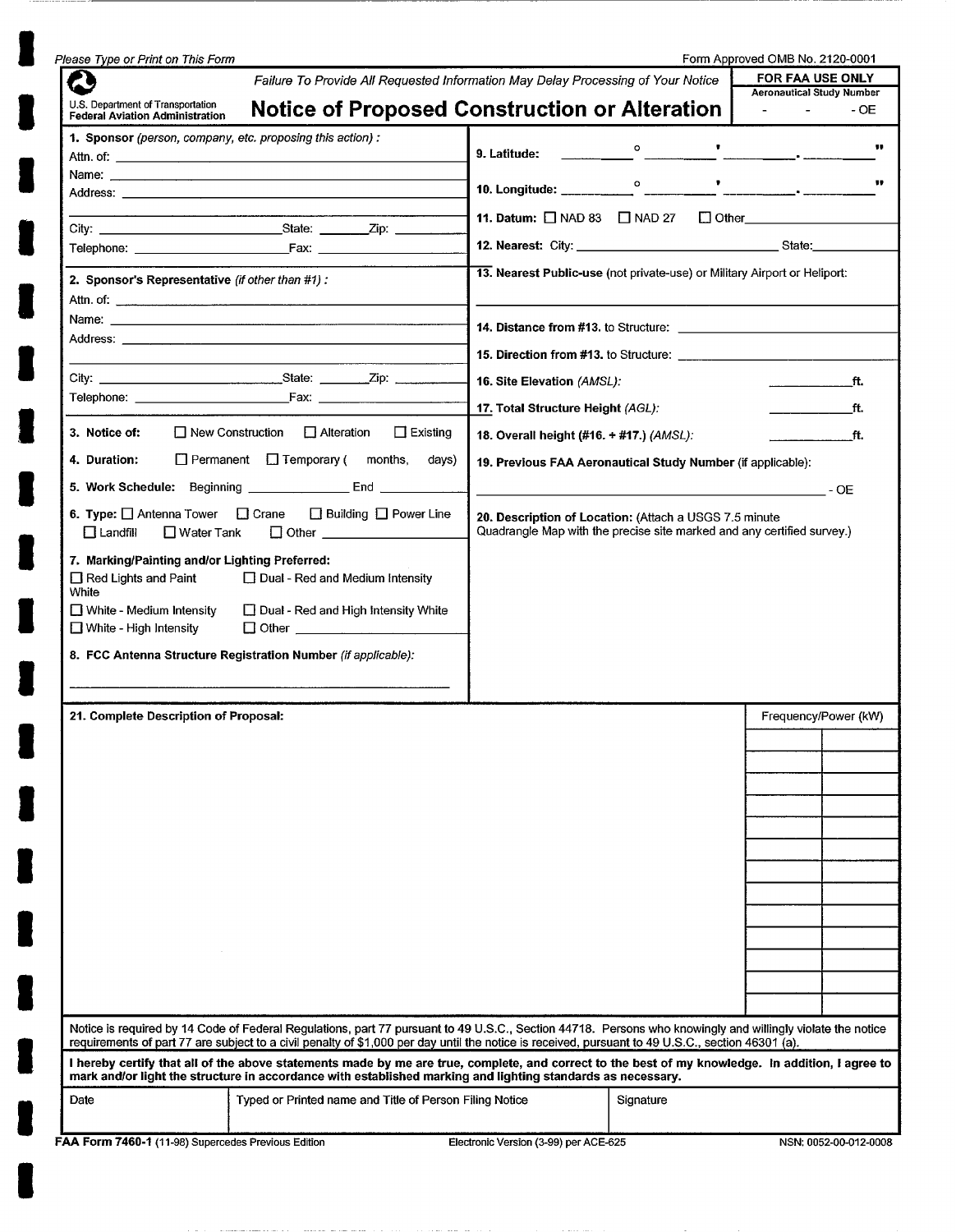*Please Type or Print on This Form*

Form Approved OMB No. 2120-0001

U.S. Department of Transportation
Federal Aviation Administration

*Failure To Provide All Requested Information May Delay Processing of Your Notice*

# Notice of Proposed Construction or Alteration

**FOR FAA USE ONLY**
**Aeronautical Study Number**
\- \- - OE

**1. Sponsor** *(person, company, etc. proposing this action)* **:**
Attn. of: ______
Name: ______
Address: ______
City: ______ State: ______ Zip: ______
Telephone: ______ Fax: ______

**2. Sponsor's Representative** *(if other than #1)* **:**
Attn. of: ______
Name: ______
Address: ______
City: ______ State: ______ Zip: ______
Telephone: ______ Fax: ______

**3. Notice of:** ☐ New Construction ☐ Alteration ☐ Existing

**4. Duration:** ☐ Permanent ☐ Temporary ( months, days)

**5. Work Schedule:** Beginning ______ End ______

**6. Type:** ☐ Antenna Tower ☐ Crane ☐ Building ☐ Power Line ☐ Landfill ☐ Water Tank ☐ Other ______

**7. Marking/Painting and/or Lighting Preferred:**
☐ Red Lights and Paint
☐ Dual - Red and Medium Intensity White
☐ White - Medium Intensity
☐ Dual - Red and High Intensity White
☐ White - High Intensity
☐ Other ______

**8. FCC Antenna Structure Registration Number** *(if applicable)*:
______

**9. Latitude:** ____ ° ____ ' ____ . ____ "

**10. Longitude:** ____ ° ____ ' ____ . ____ "

**11. Datum:** ☐ NAD 83 ☐ NAD 27 ☐ Other ______

**12. Nearest:** City: ______ State: ______

**13. Nearest Public-use** (not private-use) or Military Airport or Heliport:
______

**14. Distance from #13. to Structure:** ______

**15. Direction from #13. to Structure:** ______

**16. Site Elevation** *(AMSL):* ______ft.

**17. Total Structure Height** *(AGL):* ______ft.

**18. Overall height (#16. + #17.)** *(AMSL):* ______ft.

**19. Previous FAA Aeronautical Study Number** (if applicable):
______ - OE

**20. Description of Location:** (Attach a USGS 7.5 minute Quadrangle Map with the precise site marked and any certified survey.)

**21. Complete Description of Proposal:**

| Frequency/Power (kW) | |
|---|---|
| | |
| | |
| | |
| | |
| | |
| | |
| | |
| | |
| | |
| | |
| | |
| | |
| | |

Notice is required by 14 Code of Federal Regulations, part 77 pursuant to 49 U.S.C., Section 44718. Persons who knowingly and willingly violate the notice requirements of part 77 are subject to a civil penalty of $1,000 per day until the notice is received, pursuant to 49 U.S.C., section 46301 (a).

**I hereby certify that all of the above statements made by me are true, complete, and correct to the best of my knowledge. In addition, I agree to mark and/or light the structure in accordance with established marking and lighting standards as necessary.**

| Date | Typed or Printed name and Title of Person Filing Notice | Signature |
|---|---|---|
| | | |

**FAA Form 7460-1** (11-98) Supercedes Previous Edition Electronic Version (3-99) per ACE-625 NSN: 0052-00-012-0008